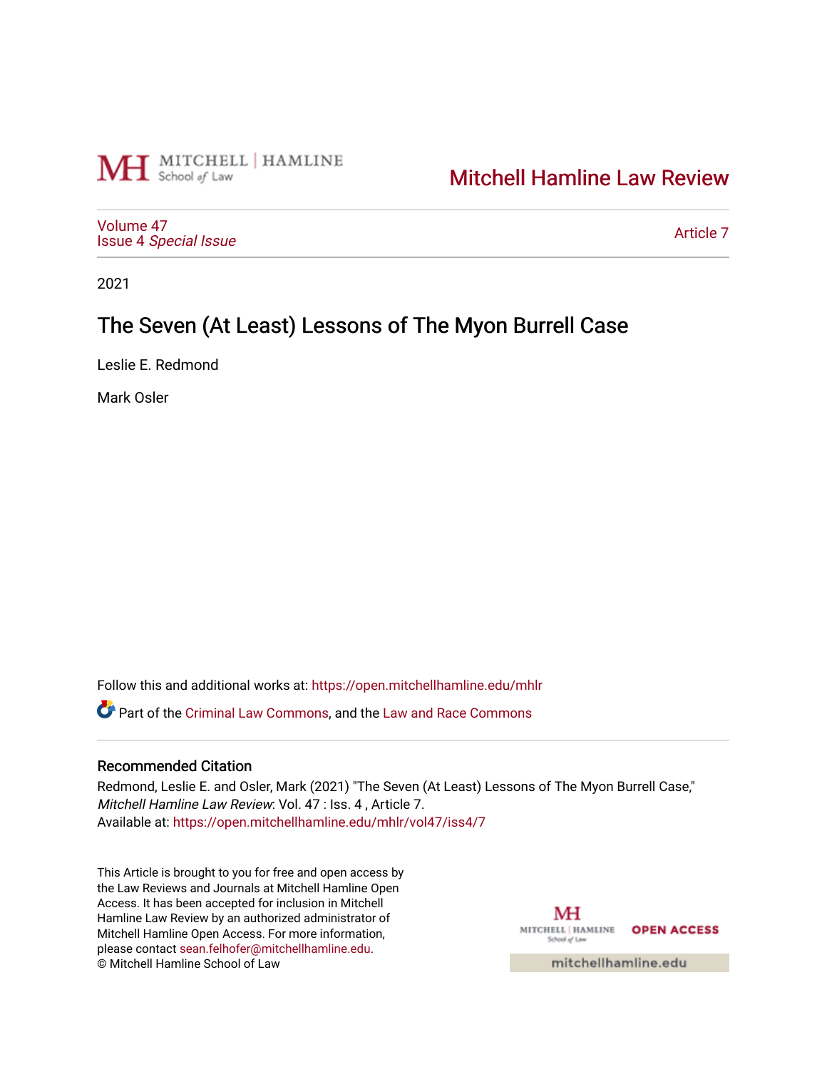Mitchell Hamline School of Law

# Mitchell Hamline Law Review

Volume 47
Issue 4 *Special Issue*

Article 7

2021

## The Seven (At Least) Lessons of The Myon Burrell Case

Leslie E. Redmond

Mark Osler

Follow this and additional works at: https://open.mitchellhamline.edu/mhlr

Part of the Criminal Law Commons, and the Law and Race Commons

### Recommended Citation

Redmond, Leslie E. and Osler, Mark (2021) "The Seven (At Least) Lessons of The Myon Burrell Case," *Mitchell Hamline Law Review*: Vol. 47 : Iss. 4 , Article 7.
Available at: https://open.mitchellhamline.edu/mhlr/vol47/iss4/7

This Article is brought to you for free and open access by the Law Reviews and Journals at Mitchell Hamline Open Access. It has been accepted for inclusion in Mitchell Hamline Law Review by an authorized administrator of Mitchell Hamline Open Access. For more information, please contact sean.felhofer@mitchellhamline.edu.
© Mitchell Hamline School of Law

Mitchell Hamline School of Law OPEN ACCESS
mitchellhamline.edu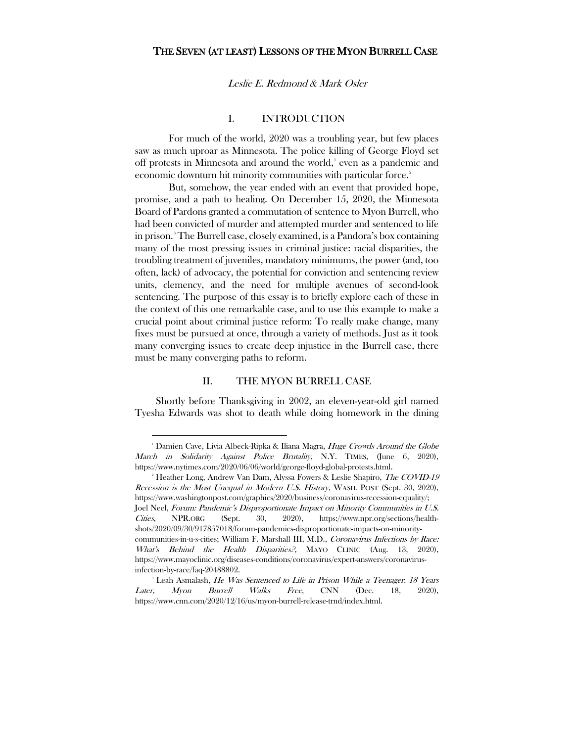# THE SEVEN (AT LEAST) LESSONS OF THE MYON BURRELL CASE

*Leslie E. Redmond & Mark Osler*

## I. INTRODUCTION

For much of the world, 2020 was a troubling year, but few places saw as much uproar as Minnesota. The police killing of George Floyd set off protests in Minnesota and around the world,[1] even as a pandemic and economic downturn hit minority communities with particular force.[2]

But, somehow, the year ended with an event that provided hope, promise, and a path to healing. On December 15, 2020, the Minnesota Board of Pardons granted a commutation of sentence to Myon Burrell, who had been convicted of murder and attempted murder and sentenced to life in prison.[3] The Burrell case, closely examined, is a Pandora's box containing many of the most pressing issues in criminal justice: racial disparities, the troubling treatment of juveniles, mandatory minimums, the power (and, too often, lack) of advocacy, the potential for conviction and sentencing review units, clemency, and the need for multiple avenues of second-look sentencing. The purpose of this essay is to briefly explore each of these in the context of this one remarkable case, and to use this example to make a crucial point about criminal justice reform: To really make change, many fixes must be pursued at once, through a variety of methods. Just as it took many converging issues to create deep injustice in the Burrell case, there must be many converging paths to reform.

## II. THE MYON BURRELL CASE

Shortly before Thanksgiving in 2002, an eleven-year-old girl named Tyesha Edwards was shot to death while doing homework in the dining

---

[1] Damien Cave, Livia Albeck-Ripka & Iliana Magra, *Huge Crowds Around the Globe March in Solidarity Against Police Brutality*, N.Y. TIMES, (June 6, 2020), https://www.nytimes.com/2020/06/06/world/george-floyd-global-protests.html.

[2] Heather Long, Andrew Van Dam, Alyssa Fowers & Leslie Shapiro, *The COVID-19 Recession is the Most Unequal in Modern U.S. History*, WASH. POST (Sept. 30, 2020), https://www.washingtonpost.com/graphics/2020/business/coronavirus-recession-equality/; Joel Neel, *Forum: Pandemic's Disproportionate Impact on Minority Communities in U.S. Cities*, NPR.ORG (Sept. 30, 2020), https://www.npr.org/sections/health-shots/2020/09/30/917857018/forum-pandemics-disproportionate-impacts-on-minority-communities-in-u-s-cities; William F. Marshall III, M.D., *Coronavirus Infections by Race: What's Behind the Health Disparities?*, MAYO CLINIC (Aug. 13, 2020), https://www.mayoclinic.org/diseases-conditions/coronavirus/expert-answers/coronavirus-infection-by-race/faq-20488802.

[3] Leah Asmalash, *He Was Sentenced to Life in Prison While a Teenager. 18 Years Later, Myon Burrell Walks Free*, CNN (Dec. 18, 2020), https://www.cnn.com/2020/12/16/us/myon-burrell-release-trnd/index.html.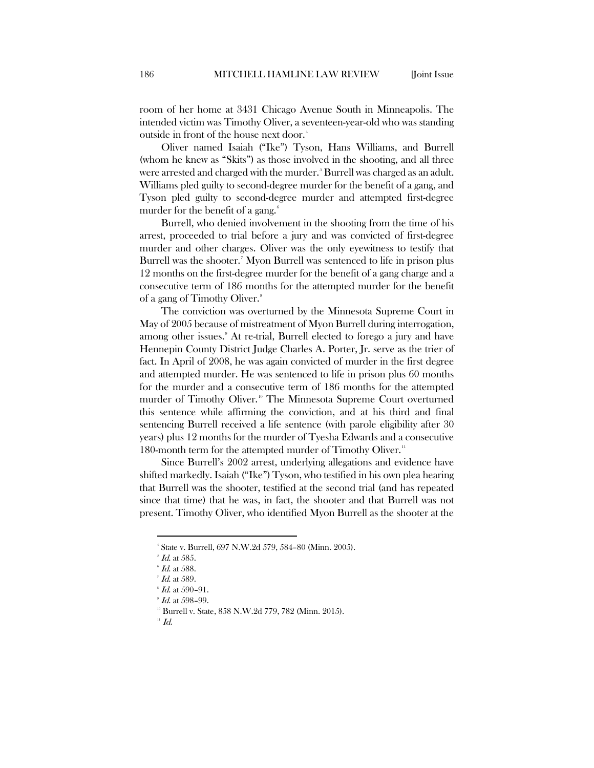room of her home at 3431 Chicago Avenue South in Minneapolis. The intended victim was Timothy Oliver, a seventeen-year-old who was standing outside in front of the house next door.[4]

Oliver named Isaiah ("Ike") Tyson, Hans Williams, and Burrell (whom he knew as "Skits") as those involved in the shooting, and all three were arrested and charged with the murder.[5] Burrell was charged as an adult. Williams pled guilty to second-degree murder for the benefit of a gang, and Tyson pled guilty to second-degree murder and attempted first-degree murder for the benefit of a gang.[6]

Burrell, who denied involvement in the shooting from the time of his arrest, proceeded to trial before a jury and was convicted of first-degree murder and other charges. Oliver was the only eyewitness to testify that Burrell was the shooter.[7] Myon Burrell was sentenced to life in prison plus 12 months on the first-degree murder for the benefit of a gang charge and a consecutive term of 186 months for the attempted murder for the benefit of a gang of Timothy Oliver.[8]

The conviction was overturned by the Minnesota Supreme Court in May of 2005 because of mistreatment of Myon Burrell during interrogation, among other issues.[9] At re-trial, Burrell elected to forego a jury and have Hennepin County District Judge Charles A. Porter, Jr. serve as the trier of fact. In April of 2008, he was again convicted of murder in the first degree and attempted murder. He was sentenced to life in prison plus 60 months for the murder and a consecutive term of 186 months for the attempted murder of Timothy Oliver.[10] The Minnesota Supreme Court overturned this sentence while affirming the conviction, and at his third and final sentencing Burrell received a life sentence (with parole eligibility after 30 years) plus 12 months for the murder of Tyesha Edwards and a consecutive 180-month term for the attempted murder of Timothy Oliver.[11]

Since Burrell's 2002 arrest, underlying allegations and evidence have shifted markedly. Isaiah ("Ike") Tyson, who testified in his own plea hearing that Burrell was the shooter, testified at the second trial (and has repeated since that time) that he was, in fact, the shooter and that Burrell was not present. Timothy Oliver, who identified Myon Burrell as the shooter at the

---

[4] State v. Burrell, 697 N.W.2d 579, 584–80 (Minn. 2005).

[5] *Id.* at 585.

[6] *Id.* at 588.

[7] *Id.* at 589.

[8] *Id.* at 590–91.

[9] *Id.* at 598–99.

[10] Burrell v. State, 858 N.W.2d 779, 782 (Minn. 2015).

[11] *Id.*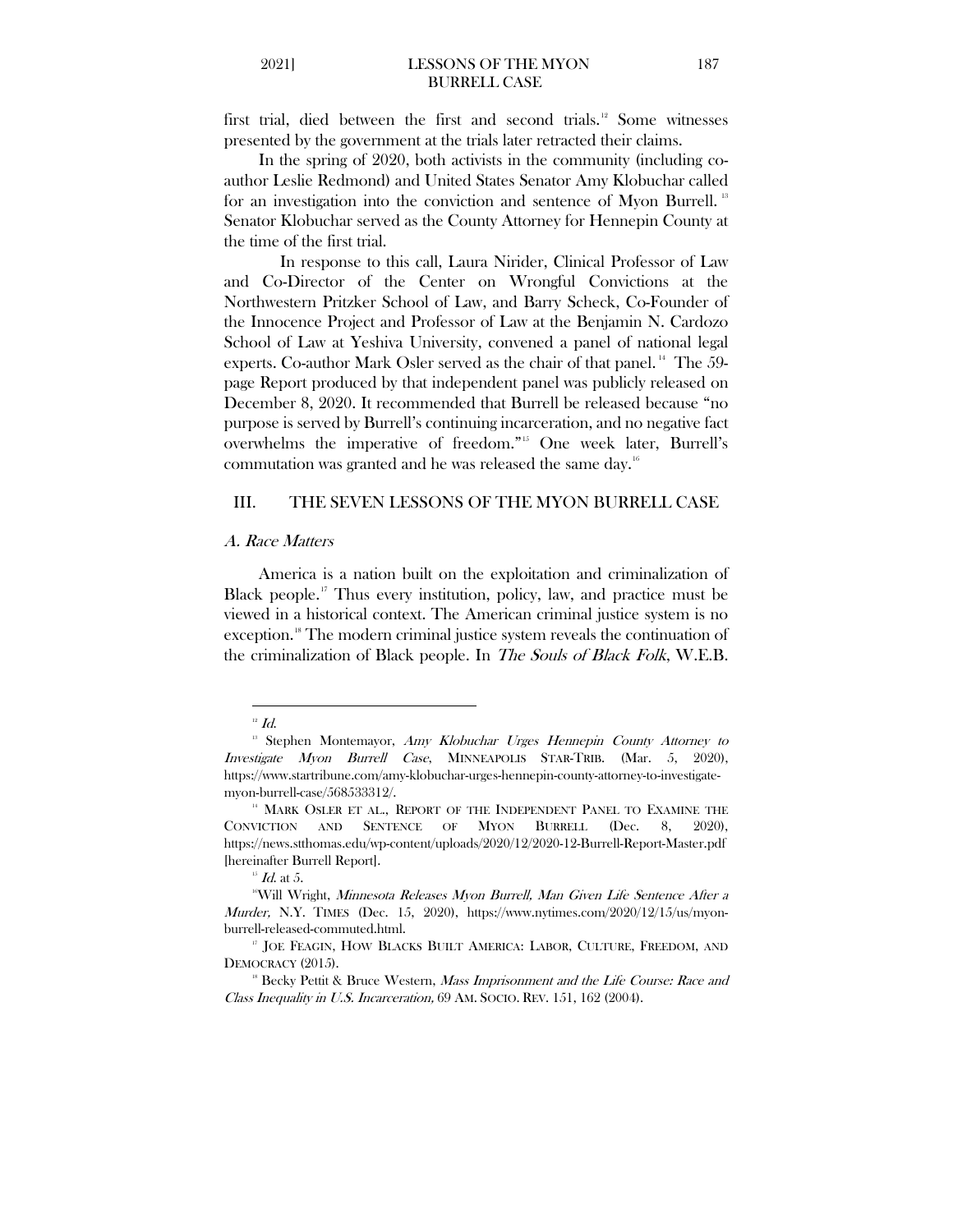first trial, died between the first and second trials.[12] Some witnesses presented by the government at the trials later retracted their claims.

In the spring of 2020, both activists in the community (including co-author Leslie Redmond) and United States Senator Amy Klobuchar called for an investigation into the conviction and sentence of Myon Burrell.[13] Senator Klobuchar served as the County Attorney for Hennepin County at the time of the first trial.

In response to this call, Laura Nirider, Clinical Professor of Law and Co-Director of the Center on Wrongful Convictions at the Northwestern Pritzker School of Law, and Barry Scheck, Co-Founder of the Innocence Project and Professor of Law at the Benjamin N. Cardozo School of Law at Yeshiva University, convened a panel of national legal experts. Co-author Mark Osler served as the chair of that panel.[14] The 59-page Report produced by that independent panel was publicly released on December 8, 2020. It recommended that Burrell be released because "no purpose is served by Burrell's continuing incarceration, and no negative fact overwhelms the imperative of freedom."[15] One week later, Burrell's commutation was granted and he was released the same day.[16]

## III. THE SEVEN LESSONS OF THE MYON BURRELL CASE

### *A. Race Matters*

America is a nation built on the exploitation and criminalization of Black people.[17] Thus every institution, policy, law, and practice must be viewed in a historical context. The American criminal justice system is no exception.[18] The modern criminal justice system reveals the continuation of the criminalization of Black people. In *The Souls of Black Folk*, W.E.B.

---

[12] *Id.*

[13] Stephen Montemayor, *Amy Klobuchar Urges Hennepin County Attorney to Investigate Myon Burrell Case*, MINNEAPOLIS STAR-TRIB. (Mar. 5, 2020), https://www.startribune.com/amy-klobuchar-urges-hennepin-county-attorney-to-investigate-myon-burrell-case/568533312/.

[14] MARK OSLER ET AL., REPORT OF THE INDEPENDENT PANEL TO EXAMINE THE CONVICTION AND SENTENCE OF MYON BURRELL (Dec. 8, 2020), https://news.stthomas.edu/wp-content/uploads/2020/12/2020-12-Burrell-Report-Master.pdf [hereinafter Burrell Report].

[15] *Id.* at 5.

[16] Will Wright, *Minnesota Releases Myon Burrell, Man Given Life Sentence After a Murder,* N.Y. TIMES (Dec. 15, 2020), https://www.nytimes.com/2020/12/15/us/myon-burrell-released-commuted.html.

[17] JOE FEAGIN, HOW BLACKS BUILT AMERICA: LABOR, CULTURE, FREEDOM, AND DEMOCRACY (2015).

[18] Becky Pettit & Bruce Western, *Mass Imprisonment and the Life Course: Race and Class Inequality in U.S. Incarceration,* 69 AM. SOCIO. REV. 151, 162 (2004).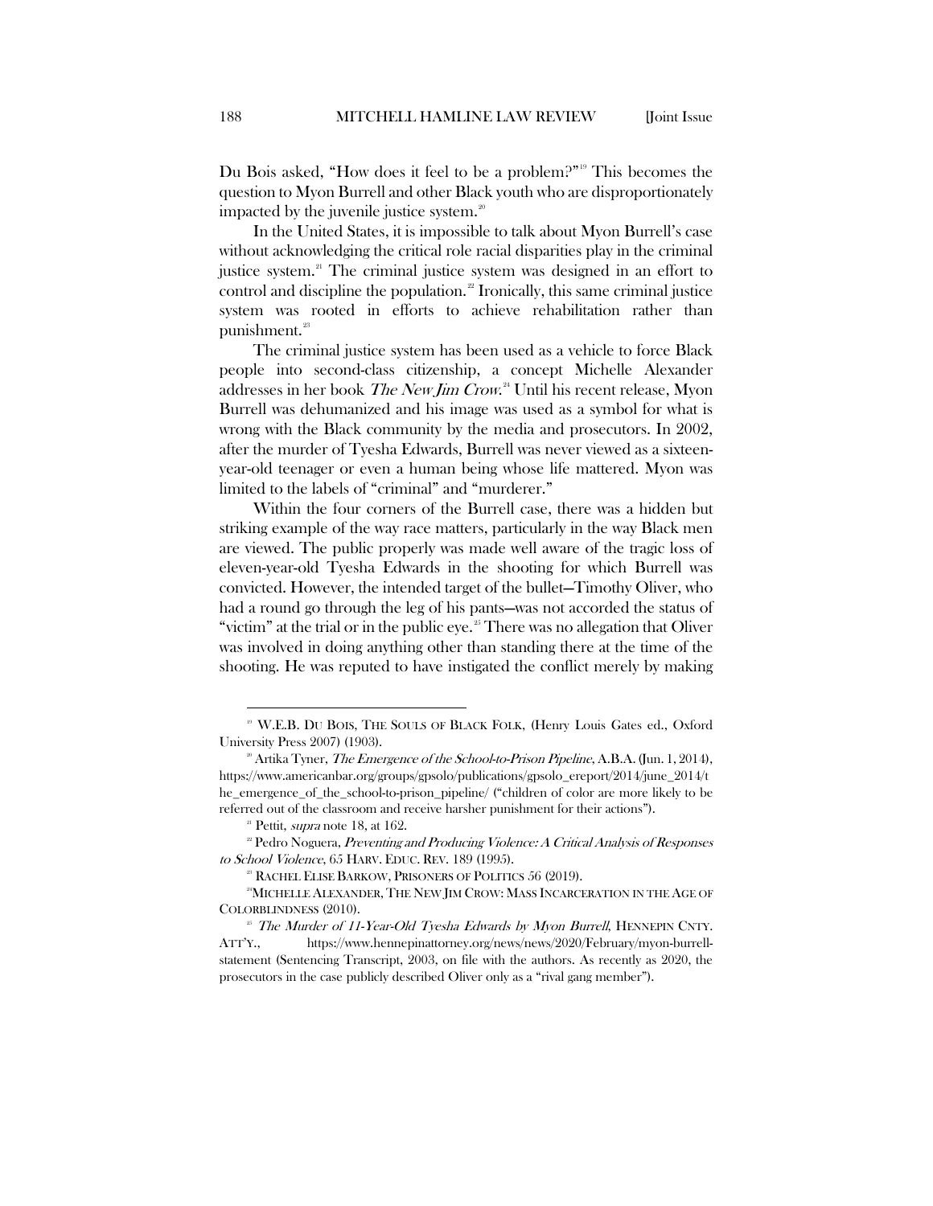Du Bois asked, "How does it feel to be a problem?"[19] This becomes the question to Myon Burrell and other Black youth who are disproportionately impacted by the juvenile justice system.[20]

In the United States, it is impossible to talk about Myon Burrell's case without acknowledging the critical role racial disparities play in the criminal justice system.[21] The criminal justice system was designed in an effort to control and discipline the population.[22] Ironically, this same criminal justice system was rooted in efforts to achieve rehabilitation rather than punishment.[23]

The criminal justice system has been used as a vehicle to force Black people into second-class citizenship, a concept Michelle Alexander addresses in her book *The New Jim Crow*.[24] Until his recent release, Myon Burrell was dehumanized and his image was used as a symbol for what is wrong with the Black community by the media and prosecutors. In 2002, after the murder of Tyesha Edwards, Burrell was never viewed as a sixteen-year-old teenager or even a human being whose life mattered. Myon was limited to the labels of "criminal" and "murderer."

Within the four corners of the Burrell case, there was a hidden but striking example of the way race matters, particularly in the way Black men are viewed. The public properly was made well aware of the tragic loss of eleven-year-old Tyesha Edwards in the shooting for which Burrell was convicted. However, the intended target of the bullet—Timothy Oliver, who had a round go through the leg of his pants—was not accorded the status of "victim" at the trial or in the public eye.[25] There was no allegation that Oliver was involved in doing anything other than standing there at the time of the shooting. He was reputed to have instigated the conflict merely by making

---

[19] W.E.B. DU BOIS, THE SOULS OF BLACK FOLK, (Henry Louis Gates ed., Oxford University Press 2007) (1903).

[20] Artika Tyner, *The Emergence of the School-to-Prison Pipeline*, A.B.A. (Jun. 1, 2014), https://www.americanbar.org/groups/gpsolo/publications/gpsolo_ereport/2014/june_2014/the_emergence_of_the_school-to-prison_pipeline/ ("children of color are more likely to be referred out of the classroom and receive harsher punishment for their actions").

[21] Pettit, *supra* note 18, at 162.

[22] Pedro Noguera, *Preventing and Producing Violence: A Critical Analysis of Responses to School Violence*, 65 HARV. EDUC. REV. 189 (1995).

[23] RACHEL ELISE BARKOW, PRISONERS OF POLITICS 56 (2019).

[24] MICHELLE ALEXANDER, THE NEW JIM CROW: MASS INCARCERATION IN THE AGE OF COLORBLINDNESS (2010).

[25] *The Murder of 11-Year-Old Tyesha Edwards by Myon Burrell*, HENNEPIN CNTY. ATT'Y., https://www.hennepinattorney.org/news/news/2020/February/myon-burrell-statement (Sentencing Transcript, 2003, on file with the authors. As recently as 2020, the prosecutors in the case publicly described Oliver only as a "rival gang member").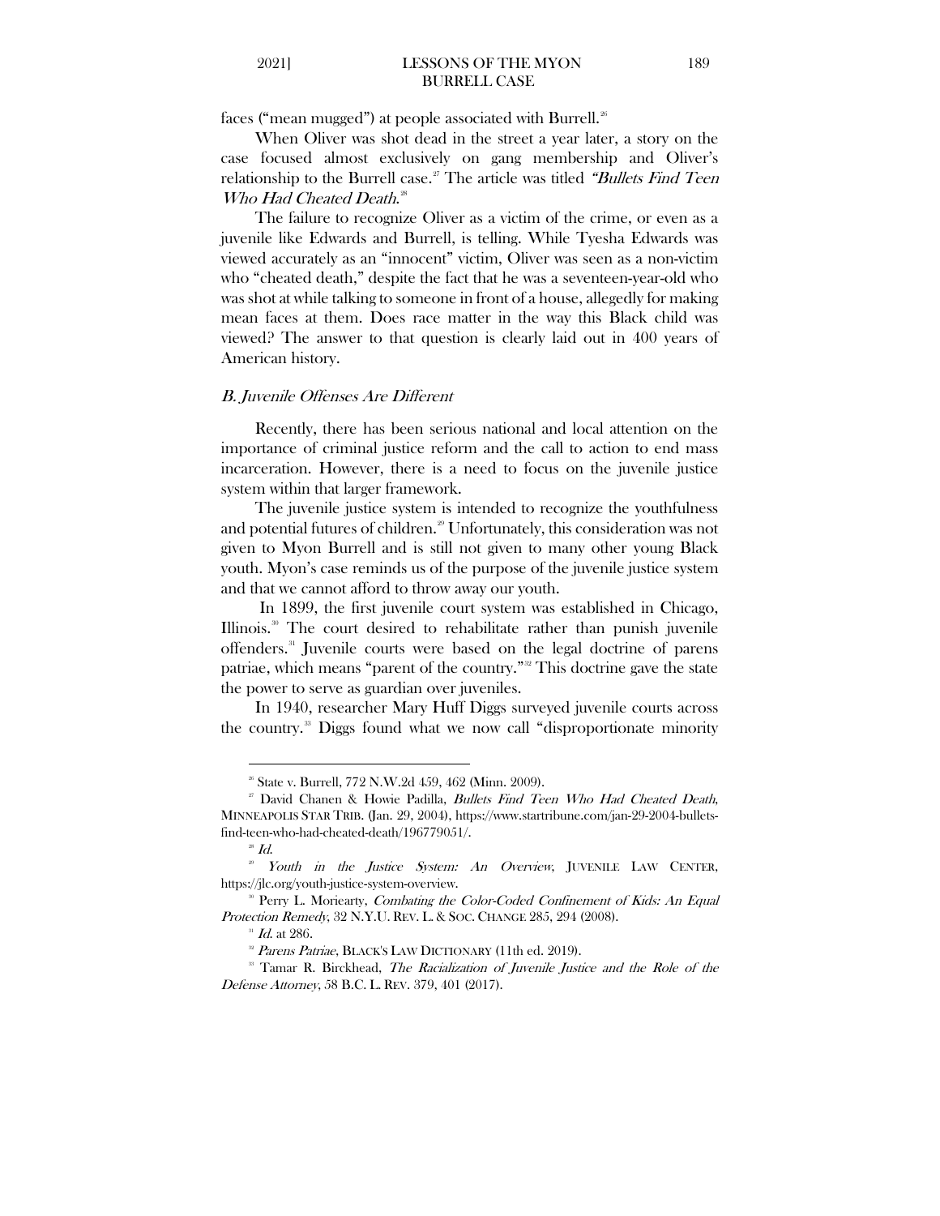faces ("mean mugged") at people associated with Burrell.[26]

When Oliver was shot dead in the street a year later, a story on the case focused almost exclusively on gang membership and Oliver's relationship to the Burrell case.[27] The article was titled *"Bullets Find Teen Who Had Cheated Death*."[28]

The failure to recognize Oliver as a victim of the crime, or even as a juvenile like Edwards and Burrell, is telling. While Tyesha Edwards was viewed accurately as an "innocent" victim, Oliver was seen as a non-victim who "cheated death," despite the fact that he was a seventeen-year-old who was shot at while talking to someone in front of a house, allegedly for making mean faces at them. Does race matter in the way this Black child was viewed? The answer to that question is clearly laid out in 400 years of American history.

### *B. Juvenile Offenses Are Different*

Recently, there has been serious national and local attention on the importance of criminal justice reform and the call to action to end mass incarceration. However, there is a need to focus on the juvenile justice system within that larger framework.

The juvenile justice system is intended to recognize the youthfulness and potential futures of children.[29] Unfortunately, this consideration was not given to Myon Burrell and is still not given to many other young Black youth. Myon's case reminds us of the purpose of the juvenile justice system and that we cannot afford to throw away our youth.

In 1899, the first juvenile court system was established in Chicago, Illinois.[30] The court desired to rehabilitate rather than punish juvenile offenders.[31] Juvenile courts were based on the legal doctrine of parens patriae, which means "parent of the country."[32] This doctrine gave the state the power to serve as guardian over juveniles.

In 1940, researcher Mary Huff Diggs surveyed juvenile courts across the country.[33] Diggs found what we now call "disproportionate minority

---

[26] State v. Burrell, 772 N.W.2d 459, 462 (Minn. 2009).

[27] David Chanen & Howie Padilla, *Bullets Find Teen Who Had Cheated Death*, MINNEAPOLIS STAR TRIB. (Jan. 29, 2004), https://www.startribune.com/jan-29-2004-bullets-find-teen-who-had-cheated-death/196779051/.

[28] *Id.*

[29] *Youth in the Justice System: An Overview*, JUVENILE LAW CENTER, https://jlc.org/youth-justice-system-overview.

[30] Perry L. Moriearty, *Combating the Color-Coded Confinement of Kids: An Equal Protection Remedy*, 32 N.Y.U. REV. L. & SOC. CHANGE 285, 294 (2008).

[31] *Id.* at 286.

[32] *Parens Patriae*, BLACK'S LAW DICTIONARY (11th ed. 2019).

[33] Tamar R. Birckhead, *The Racialization of Juvenile Justice and the Role of the Defense Attorney*, 58 B.C. L. REV. 379, 401 (2017).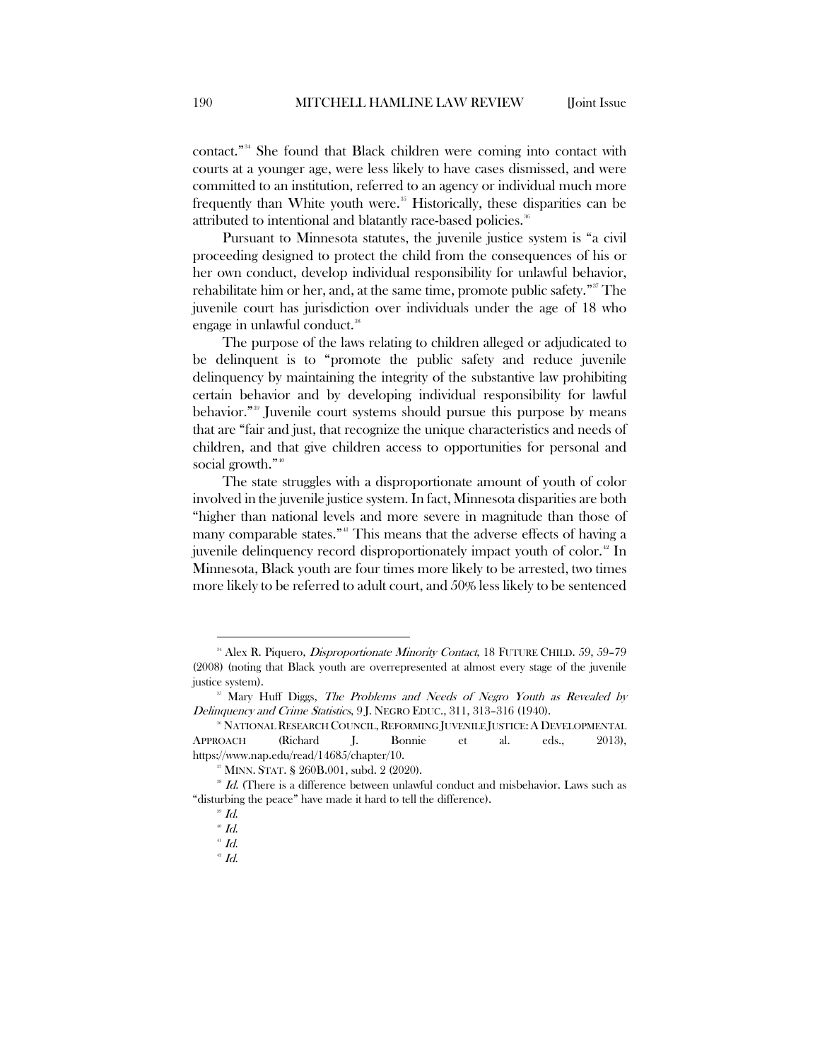contact."[34] She found that Black children were coming into contact with courts at a younger age, were less likely to have cases dismissed, and were committed to an institution, referred to an agency or individual much more frequently than White youth were.[35] Historically, these disparities can be attributed to intentional and blatantly race-based policies.[36]

Pursuant to Minnesota statutes, the juvenile justice system is "a civil proceeding designed to protect the child from the consequences of his or her own conduct, develop individual responsibility for unlawful behavior, rehabilitate him or her, and, at the same time, promote public safety."[37] The juvenile court has jurisdiction over individuals under the age of 18 who engage in unlawful conduct.[38]

The purpose of the laws relating to children alleged or adjudicated to be delinquent is to "promote the public safety and reduce juvenile delinquency by maintaining the integrity of the substantive law prohibiting certain behavior and by developing individual responsibility for lawful behavior."[39] Juvenile court systems should pursue this purpose by means that are "fair and just, that recognize the unique characteristics and needs of children, and that give children access to opportunities for personal and social growth."[40]

The state struggles with a disproportionate amount of youth of color involved in the juvenile justice system. In fact, Minnesota disparities are both "higher than national levels and more severe in magnitude than those of many comparable states."[41] This means that the adverse effects of having a juvenile delinquency record disproportionately impact youth of color.[42] In Minnesota, Black youth are four times more likely to be arrested, two times more likely to be referred to adult court, and 50% less likely to be sentenced

---

[34] Alex R. Piquero, *Disproportionate Minority Contact*, 18 FUTURE CHILD. 59, 59–79 (2008) (noting that Black youth are overrepresented at almost every stage of the juvenile justice system).

[35] Mary Huff Diggs, *The Problems and Needs of Negro Youth as Revealed by Delinquency and Crime Statistics*, 9 J. NEGRO EDUC., 311, 313–316 (1940).

[36] NATIONAL RESEARCH COUNCIL, REFORMING JUVENILE JUSTICE: A DEVELOPMENTAL APPROACH (Richard J. Bonnie et al. eds., 2013), https://www.nap.edu/read/14685/chapter/10.

[37] MINN. STAT. § 260B.001, subd. 2 (2020).

[38] *Id.* (There is a difference between unlawful conduct and misbehavior. Laws such as "disturbing the peace" have made it hard to tell the difference).

[39] *Id.*

[40] *Id.*

[41] *Id.*

[42] *Id.*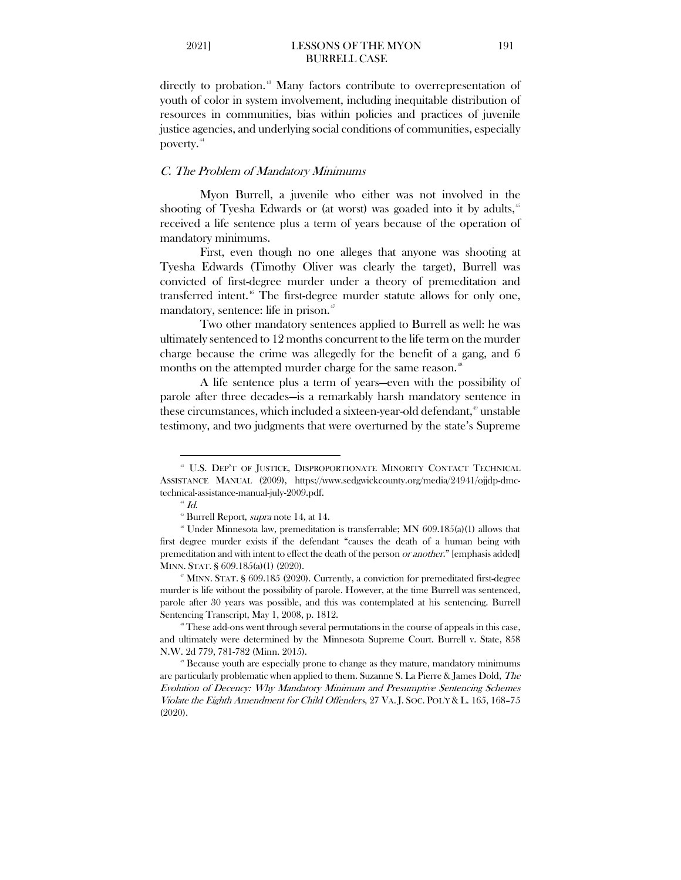directly to probation.[43] Many factors contribute to overrepresentation of youth of color in system involvement, including inequitable distribution of resources in communities, bias within policies and practices of juvenile justice agencies, and underlying social conditions of communities, especially poverty.[44]

### *C. The Problem of Mandatory Minimums*

Myon Burrell, a juvenile who either was not involved in the shooting of Tyesha Edwards or (at worst) was goaded into it by adults,[45] received a life sentence plus a term of years because of the operation of mandatory minimums.

First, even though no one alleges that anyone was shooting at Tyesha Edwards (Timothy Oliver was clearly the target), Burrell was convicted of first-degree murder under a theory of premeditation and transferred intent.[46] The first-degree murder statute allows for only one, mandatory, sentence: life in prison.[47]

Two other mandatory sentences applied to Burrell as well: he was ultimately sentenced to 12 months concurrent to the life term on the murder charge because the crime was allegedly for the benefit of a gang, and 6 months on the attempted murder charge for the same reason.[48]

A life sentence plus a term of years—even with the possibility of parole after three decades—is a remarkably harsh mandatory sentence in these circumstances, which included a sixteen-year-old defendant,[49] unstable testimony, and two judgments that were overturned by the state's Supreme

---

[43] U.S. DEP'T OF JUSTICE, DISPROPORTIONATE MINORITY CONTACT TECHNICAL ASSISTANCE MANUAL (2009), https://www.sedgwickcounty.org/media/24941/ojjdp-dmc-technical-assistance-manual-july-2009.pdf.

[44] *Id.*

[45] Burrell Report, *supra* note 14, at 14.

[46] Under Minnesota law, premeditation is transferrable; MN 609.185(a)(1) allows that first degree murder exists if the defendant "causes the death of a human being with premeditation and with intent to effect the death of the person *or another*." [emphasis added] MINN. STAT. § 609.185(a)(1) (2020).

[47] MINN. STAT. § 609.185 (2020). Currently, a conviction for premeditated first-degree murder is life without the possibility of parole. However, at the time Burrell was sentenced, parole after 30 years was possible, and this was contemplated at his sentencing. Burrell Sentencing Transcript, May 1, 2008, p. 1812.

[48] These add-ons went through several permutations in the course of appeals in this case, and ultimately were determined by the Minnesota Supreme Court. Burrell v. State, 858 N.W. 2d 779, 781-782 (Minn. 2015).

[49] Because youth are especially prone to change as they mature, mandatory minimums are particularly problematic when applied to them. Suzanne S. La Pierre & James Dold, *The Evolution of Decency: Why Mandatory Minimum and Presumptive Sentencing Schemes Violate the Eighth Amendment for Child Offenders*, 27 VA. J. SOC. POL'Y & L. 165, 168–75 (2020).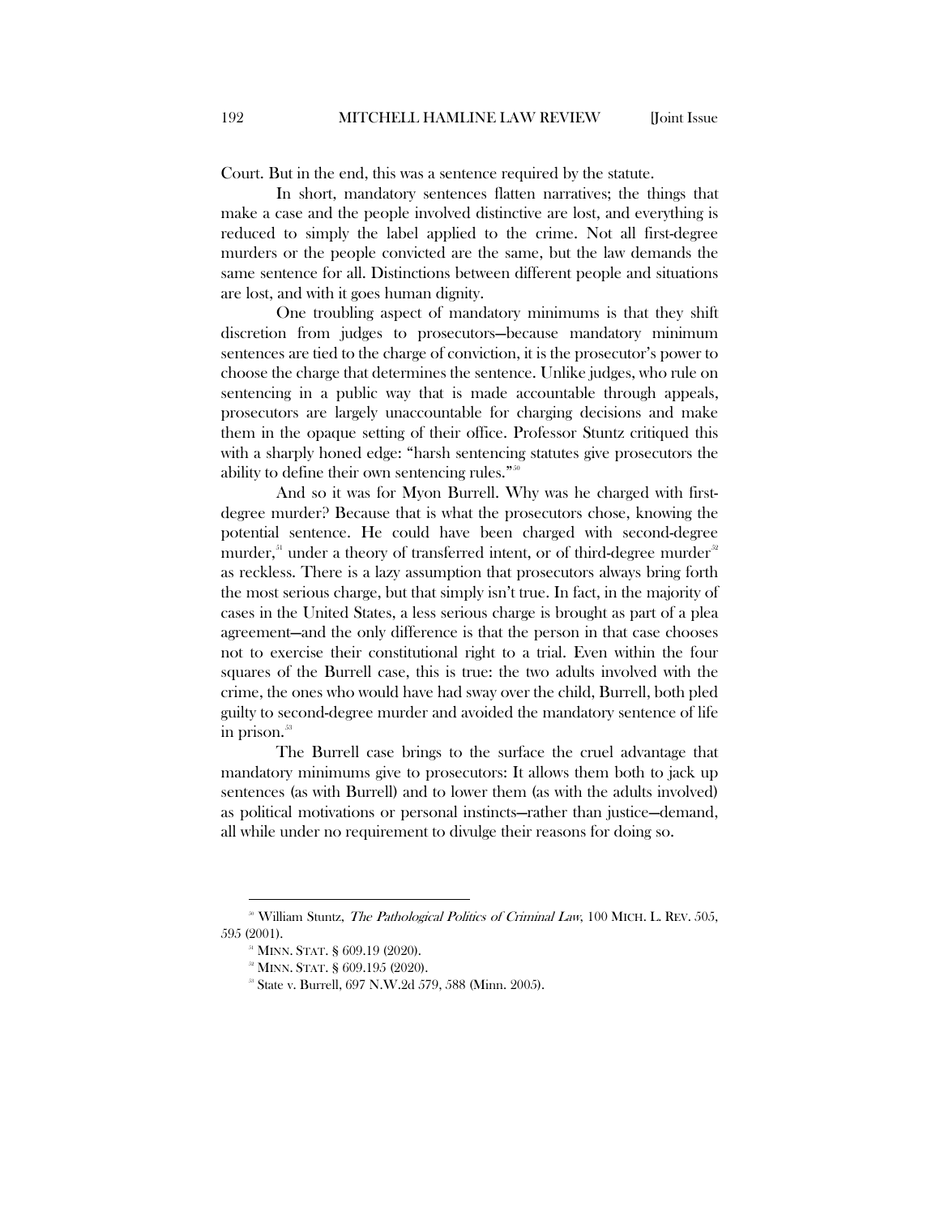Court. But in the end, this was a sentence required by the statute.

In short, mandatory sentences flatten narratives; the things that make a case and the people involved distinctive are lost, and everything is reduced to simply the label applied to the crime. Not all first-degree murders or the people convicted are the same, but the law demands the same sentence for all. Distinctions between different people and situations are lost, and with it goes human dignity.

One troubling aspect of mandatory minimums is that they shift discretion from judges to prosecutors—because mandatory minimum sentences are tied to the charge of conviction, it is the prosecutor's power to choose the charge that determines the sentence. Unlike judges, who rule on sentencing in a public way that is made accountable through appeals, prosecutors are largely unaccountable for charging decisions and make them in the opaque setting of their office. Professor Stuntz critiqued this with a sharply honed edge: "harsh sentencing statutes give prosecutors the ability to define their own sentencing rules."[50]

And so it was for Myon Burrell. Why was he charged with first-degree murder? Because that is what the prosecutors chose, knowing the potential sentence. He could have been charged with second-degree murder,[51] under a theory of transferred intent, or of third-degree murder[52] as reckless. There is a lazy assumption that prosecutors always bring forth the most serious charge, but that simply isn't true. In fact, in the majority of cases in the United States, a less serious charge is brought as part of a plea agreement—and the only difference is that the person in that case chooses not to exercise their constitutional right to a trial. Even within the four squares of the Burrell case, this is true: the two adults involved with the crime, the ones who would have had sway over the child, Burrell, both pled guilty to second-degree murder and avoided the mandatory sentence of life in prison.[53]

The Burrell case brings to the surface the cruel advantage that mandatory minimums give to prosecutors: It allows them both to jack up sentences (as with Burrell) and to lower them (as with the adults involved) as political motivations or personal instincts—rather than justice—demand, all while under no requirement to divulge their reasons for doing so.

---

[50] William Stuntz, *The Pathological Politics of Criminal Law*, 100 MICH. L. REV. 505, 595 (2001).

[51] MINN. STAT. § 609.19 (2020).

[52] MINN. STAT. § 609.195 (2020).

[53] State v. Burrell, 697 N.W.2d 579, 588 (Minn. 2005).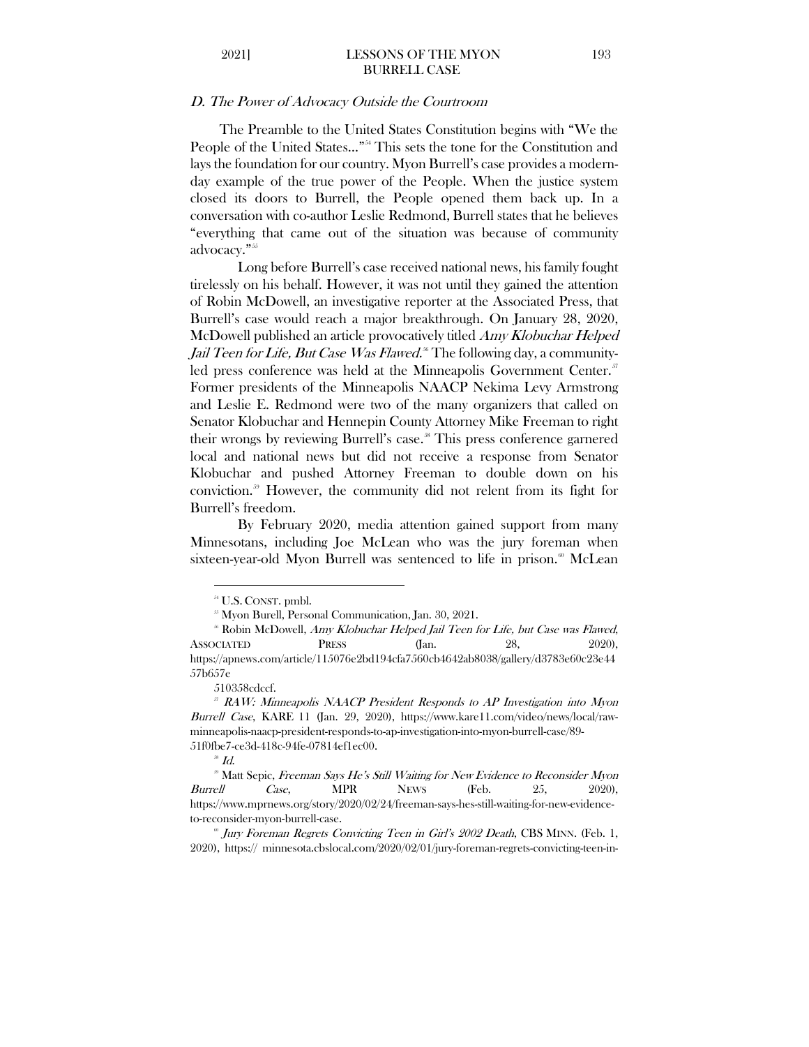### *D. The Power of Advocacy Outside the Courtroom*

The Preamble to the United States Constitution begins with "We the People of the United States..."[54] This sets the tone for the Constitution and lays the foundation for our country. Myon Burrell's case provides a modern-day example of the true power of the People. When the justice system closed its doors to Burrell, the People opened them back up. In a conversation with co-author Leslie Redmond, Burrell states that he believes "everything that came out of the situation was because of community advocacy."[55]

Long before Burrell's case received national news, his family fought tirelessly on his behalf. However, it was not until they gained the attention of Robin McDowell, an investigative reporter at the Associated Press, that Burrell's case would reach a major breakthrough. On January 28, 2020, McDowell published an article provocatively titled *Amy Klobuchar Helped Jail Teen for Life, But Case Was Flawed*.[56] The following day, a community-led press conference was held at the Minneapolis Government Center.[57] Former presidents of the Minneapolis NAACP Nekima Levy Armstrong and Leslie E. Redmond were two of the many organizers that called on Senator Klobuchar and Hennepin County Attorney Mike Freeman to right their wrongs by reviewing Burrell's case.[58] This press conference garnered local and national news but did not receive a response from Senator Klobuchar and pushed Attorney Freeman to double down on his conviction.[59] However, the community did not relent from its fight for Burrell's freedom.

By February 2020, media attention gained support from many Minnesotans, including Joe McLean who was the jury foreman when sixteen-year-old Myon Burrell was sentenced to life in prison.[60] McLean

---

[54] U.S. CONST. pmbl.

[55] Myon Burell, Personal Communication, Jan. 30, 2021.

[56] Robin McDowell, *Amy Klobuchar Helped Jail Teen for Life, but Case was Flawed*, ASSOCIATED PRESS (Jan. 28, 2020), https://apnews.com/article/115076e2bd194cfa7560cb4642ab8038/gallery/d3783e60c23e4457b657e510358cdccf.

[57] *RAW: Minneapolis NAACP President Responds to AP Investigation into Myon Burrell Case*, KARE 11 (Jan. 29, 2020), https://www.kare11.com/video/news/local/raw-minneapolis-naacp-president-responds-to-ap-investigation-into-myon-burrell-case/89-51f0fbe7-ce3d-418c-94fe-07814ef1ec00.

[58] *Id.*

[59] Matt Sepic, *Freeman Says He's Still Waiting for New Evidence to Reconsider Myon Burrell Case*, MPR NEWS (Feb. 25, 2020), https://www.mprnews.org/story/2020/02/24/freeman-says-hes-still-waiting-for-new-evidence-to-reconsider-myon-burrell-case.

[60] *Jury Foreman Regrets Convicting Teen in Girl's 2002 Death*, CBS MINN. (Feb. 1, 2020), https:// minnesota.cbslocal.com/2020/02/01/jury-foreman-regrets-convicting-teen-in-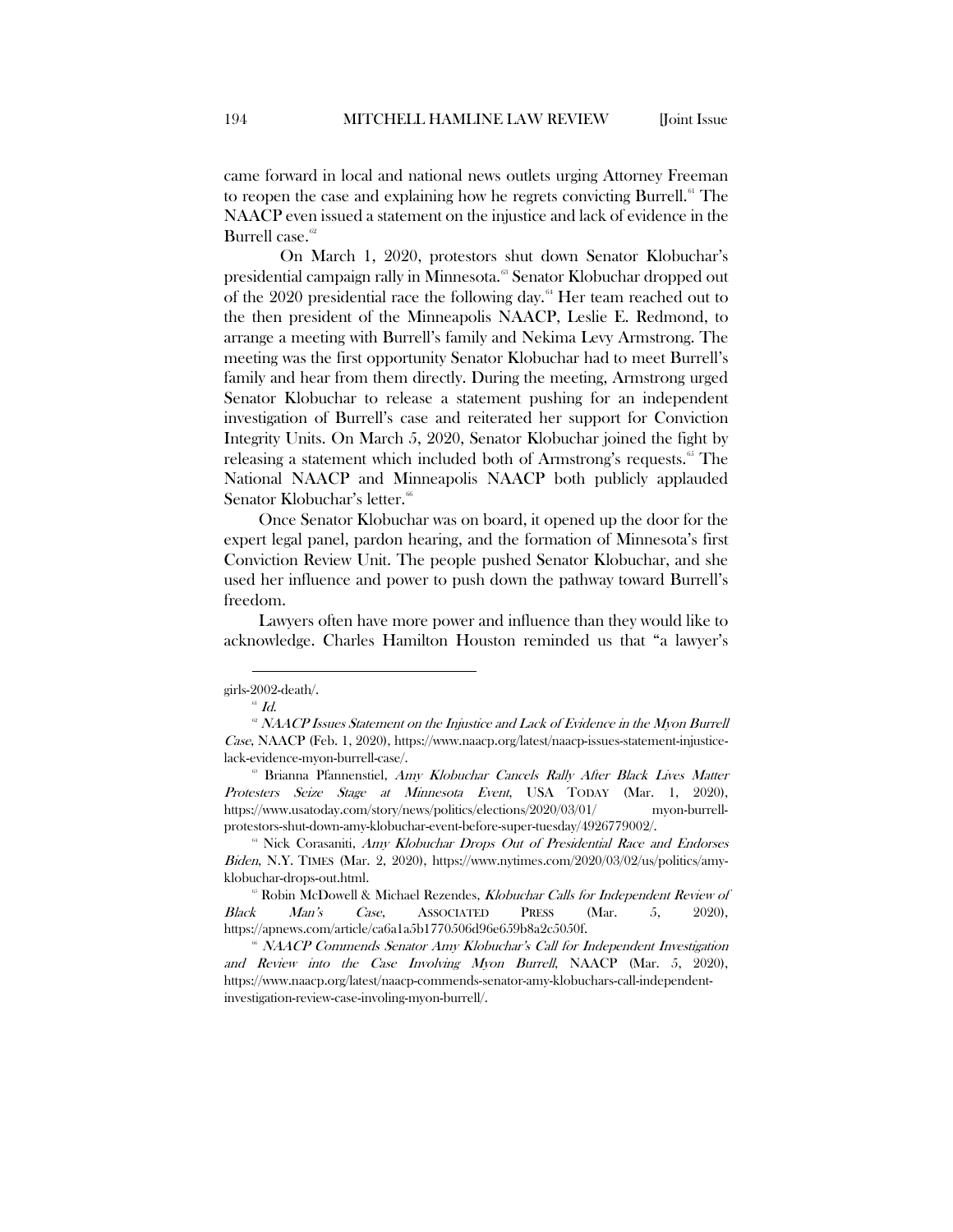came forward in local and national news outlets urging Attorney Freeman to reopen the case and explaining how he regrets convicting Burrell.[61] The NAACP even issued a statement on the injustice and lack of evidence in the Burrell case.[62]

On March 1, 2020, protestors shut down Senator Klobuchar's presidential campaign rally in Minnesota.[63] Senator Klobuchar dropped out of the 2020 presidential race the following day.[64] Her team reached out to the then president of the Minneapolis NAACP, Leslie E. Redmond, to arrange a meeting with Burrell's family and Nekima Levy Armstrong. The meeting was the first opportunity Senator Klobuchar had to meet Burrell's family and hear from them directly. During the meeting, Armstrong urged Senator Klobuchar to release a statement pushing for an independent investigation of Burrell's case and reiterated her support for Conviction Integrity Units. On March 5, 2020, Senator Klobuchar joined the fight by releasing a statement which included both of Armstrong's requests.[65] The National NAACP and Minneapolis NAACP both publicly applauded Senator Klobuchar's letter.[66]

Once Senator Klobuchar was on board, it opened up the door for the expert legal panel, pardon hearing, and the formation of Minnesota's first Conviction Review Unit. The people pushed Senator Klobuchar, and she used her influence and power to push down the pathway toward Burrell's freedom.

Lawyers often have more power and influence than they would like to acknowledge. Charles Hamilton Houston reminded us that "a lawyer's

---

girls-2002-death/.

[61] *Id.*

[62] *NAACP Issues Statement on the Injustice and Lack of Evidence in the Myon Burrell Case*, NAACP (Feb. 1, 2020), https://www.naacp.org/latest/naacp-issues-statement-injustice-lack-evidence-myon-burrell-case/.

[63] Brianna Pfannenstiel, *Amy Klobuchar Cancels Rally After Black Lives Matter Protesters Seize Stage at Minnesota Event*, USA TODAY (Mar. 1, 2020), https://www.usatoday.com/story/news/politics/elections/2020/03/01/ myon-burrell-protestors-shut-down-amy-klobuchar-event-before-super-tuesday/4926779002/.

[64] Nick Corasaniti, *Amy Klobuchar Drops Out of Presidential Race and Endorses Biden*, N.Y. TIMES (Mar. 2, 2020), https://www.nytimes.com/2020/03/02/us/politics/amy-klobuchar-drops-out.html.

[65] Robin McDowell & Michael Rezendes, *Klobuchar Calls for Independent Review of Black Man's Case*, ASSOCIATED PRESS (Mar. 5, 2020), https://apnews.com/article/ca6a1a5b1770506d96e659b8a2c5050f.

[66] *NAACP Commends Senator Amy Klobuchar's Call for Independent Investigation and Review into the Case Involving Myon Burrell*, NAACP (Mar. 5, 2020), https://www.naacp.org/latest/naacp-commends-senator-amy-klobuchars-call-independent-investigation-review-case-involing-myon-burrell/.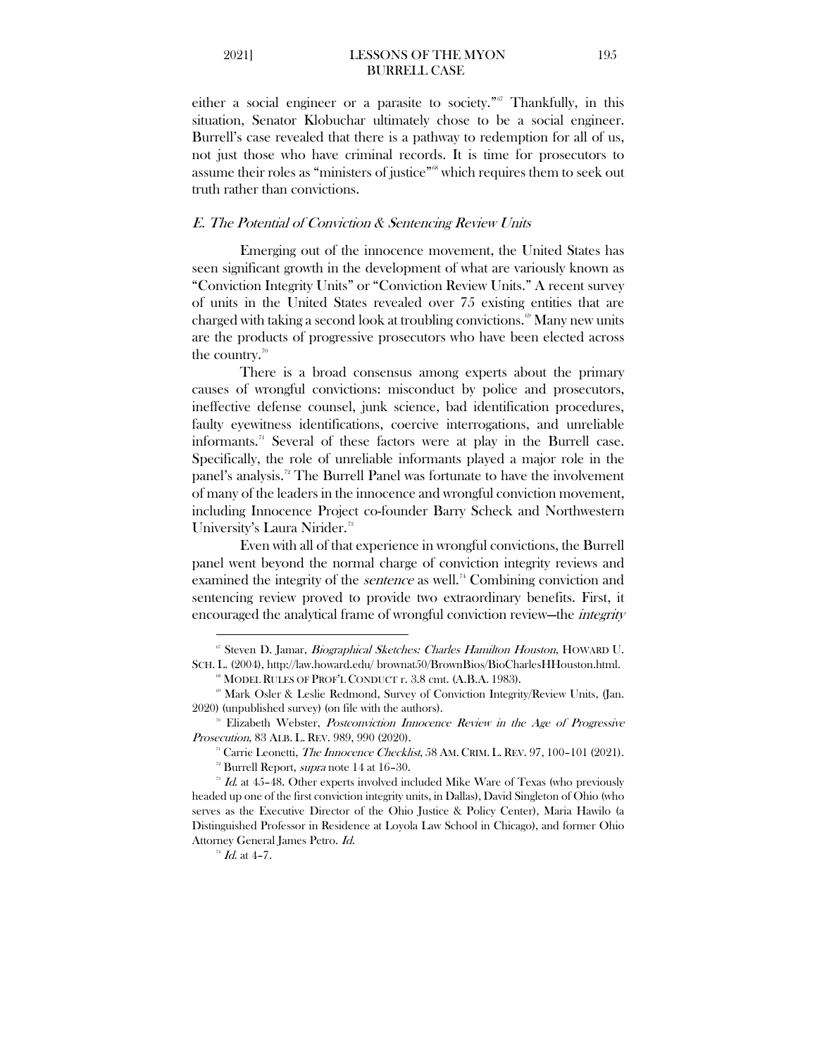either a social engineer or a parasite to society."[67] Thankfully, in this situation, Senator Klobuchar ultimately chose to be a social engineer. Burrell's case revealed that there is a pathway to redemption for all of us, not just those who have criminal records. It is time for prosecutors to assume their roles as "ministers of justice"[68] which requires them to seek out truth rather than convictions.

### *E. The Potential of Conviction & Sentencing Review Units*

Emerging out of the innocence movement, the United States has seen significant growth in the development of what are variously known as "Conviction Integrity Units" or "Conviction Review Units." A recent survey of units in the United States revealed over 75 existing entities that are charged with taking a second look at troubling convictions.[69] Many new units are the products of progressive prosecutors who have been elected across the country.[70]

There is a broad consensus among experts about the primary causes of wrongful convictions: misconduct by police and prosecutors, ineffective defense counsel, junk science, bad identification procedures, faulty eyewitness identifications, coercive interrogations, and unreliable informants.[71] Several of these factors were at play in the Burrell case. Specifically, the role of unreliable informants played a major role in the panel's analysis.[72] The Burrell Panel was fortunate to have the involvement of many of the leaders in the innocence and wrongful conviction movement, including Innocence Project co-founder Barry Scheck and Northwestern University's Laura Nirider.[73]

Even with all of that experience in wrongful convictions, the Burrell panel went beyond the normal charge of conviction integrity reviews and examined the integrity of the *sentence* as well.[74] Combining conviction and sentencing review proved to provide two extraordinary benefits. First, it encouraged the analytical frame of wrongful conviction review—the *integrity*

---

[67] Steven D. Jamar, *Biographical Sketches: Charles Hamilton Houston*, HOWARD U. SCH. L. (2004), http://law.howard.edu/ brownat50/BrownBios/BioCharlesHHouston.html.

[68] MODEL RULES OF PROF'L CONDUCT r. 3.8 cmt. (A.B.A. 1983).

[69] Mark Osler & Leslie Redmond, Survey of Conviction Integrity/Review Units, (Jan. 2020) (unpublished survey) (on file with the authors).

[70] Elizabeth Webster, *Postconviction Innocence Review in the Age of Progressive Prosecution*, 83 ALB. L. REV. 989, 990 (2020).

[71] Carrie Leonetti, *The Innocence Checklist*, 58 AM. CRIM. L. REV. 97, 100–101 (2021).

[72] Burrell Report, *supra* note 14 at 16–30.

[73] *Id.* at 45–48. Other experts involved included Mike Ware of Texas (who previously headed up one of the first conviction integrity units, in Dallas), David Singleton of Ohio (who serves as the Executive Director of the Ohio Justice & Policy Center), Maria Hawilo (a Distinguished Professor in Residence at Loyola Law School in Chicago), and former Ohio Attorney General James Petro. *Id.*

[74] *Id.* at 4–7.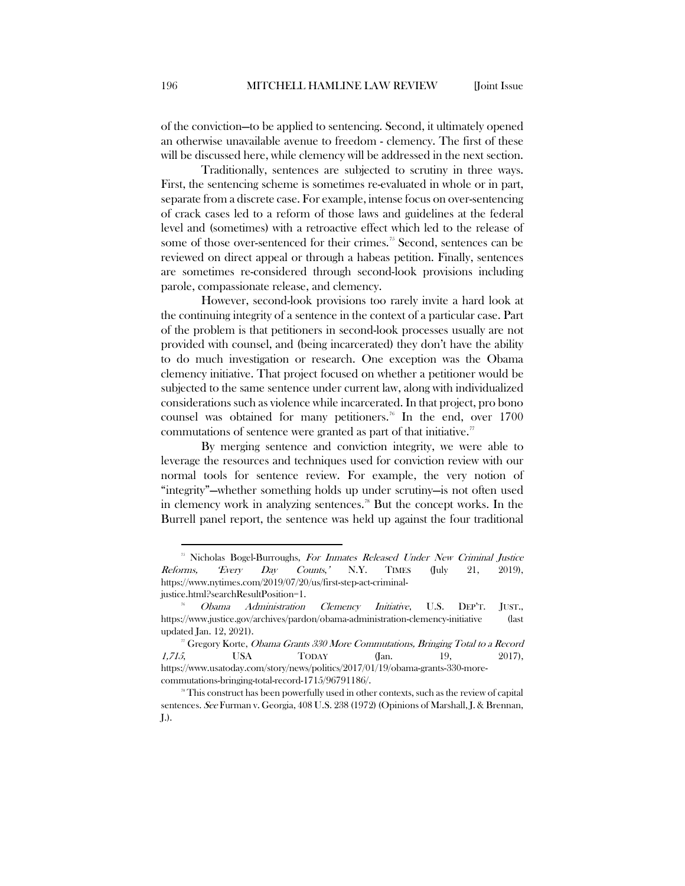of the conviction—to be applied to sentencing. Second, it ultimately opened an otherwise unavailable avenue to freedom - clemency. The first of these will be discussed here, while clemency will be addressed in the next section.

Traditionally, sentences are subjected to scrutiny in three ways. First, the sentencing scheme is sometimes re-evaluated in whole or in part, separate from a discrete case. For example, intense focus on over-sentencing of crack cases led to a reform of those laws and guidelines at the federal level and (sometimes) with a retroactive effect which led to the release of some of those over-sentenced for their crimes.[75] Second, sentences can be reviewed on direct appeal or through a habeas petition. Finally, sentences are sometimes re-considered through second-look provisions including parole, compassionate release, and clemency.

However, second-look provisions too rarely invite a hard look at the continuing integrity of a sentence in the context of a particular case. Part of the problem is that petitioners in second-look processes usually are not provided with counsel, and (being incarcerated) they don't have the ability to do much investigation or research. One exception was the Obama clemency initiative. That project focused on whether a petitioner would be subjected to the same sentence under current law, along with individualized considerations such as violence while incarcerated. In that project, pro bono counsel was obtained for many petitioners.[76] In the end, over 1700 commutations of sentence were granted as part of that initiative.[77]

By merging sentence and conviction integrity, we were able to leverage the resources and techniques used for conviction review with our normal tools for sentence review. For example, the very notion of "integrity"—whether something holds up under scrutiny—is not often used in clemency work in analyzing sentences.[78] But the concept works. In the Burrell panel report, the sentence was held up against the four traditional

---

[75] Nicholas Bogel-Burroughs, *For Inmates Released Under New Criminal Justice Reforms, 'Every Day Counts,'* N.Y. TIMES (July 21, 2019), https://www.nytimes.com/2019/07/20/us/first-step-act-criminal-justice.html?searchResultPosition=1.

[76] *Obama Administration Clemency Initiative*, U.S. DEP'T. JUST., https://www.justice.gov/archives/pardon/obama-administration-clemency-initiative (last updated Jan. 12, 2021).

[77] Gregory Korte, *Obama Grants 330 More Commutations, Bringing Total to a Record 1,715*, USA TODAY (Jan. 19, 2017), https://www.usatoday.com/story/news/politics/2017/01/19/obama-grants-330-more-commutations-bringing-total-record-1715/96791186/.

[78] This construct has been powerfully used in other contexts, such as the review of capital sentences. *See* Furman v. Georgia, 408 U.S. 238 (1972) (Opinions of Marshall, J. & Brennan, J.).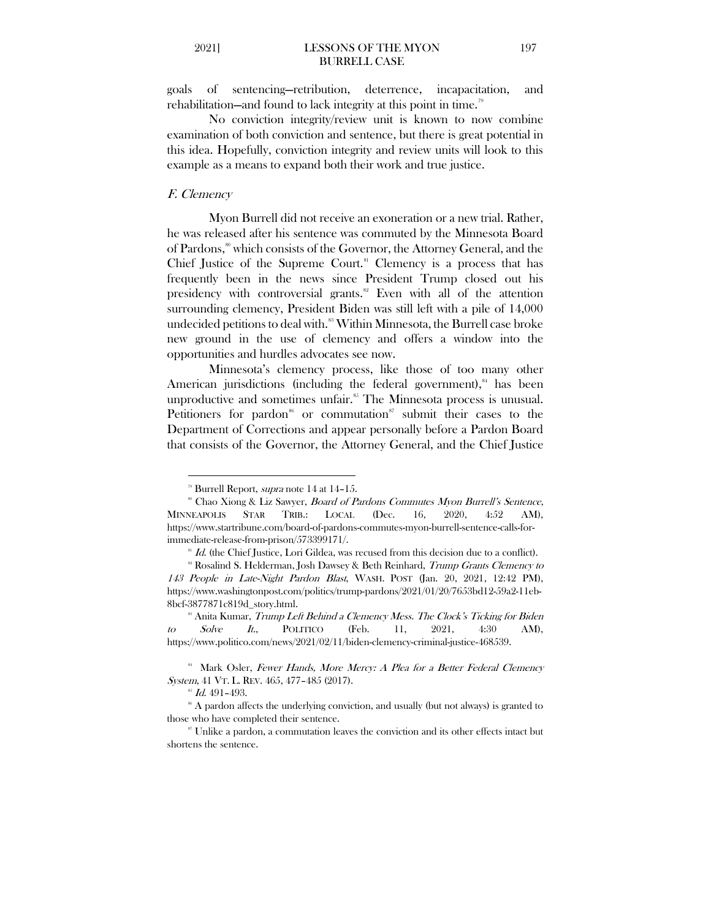goals of sentencing—retribution, deterrence, incapacitation, and rehabilitation—and found to lack integrity at this point in time.[79]

No conviction integrity/review unit is known to now combine examination of both conviction and sentence, but there is great potential in this idea. Hopefully, conviction integrity and review units will look to this example as a means to expand both their work and true justice.

### *F. Clemency*

Myon Burrell did not receive an exoneration or a new trial. Rather, he was released after his sentence was commuted by the Minnesota Board of Pardons,[80] which consists of the Governor, the Attorney General, and the Chief Justice of the Supreme Court.[81] Clemency is a process that has frequently been in the news since President Trump closed out his presidency with controversial grants.[82] Even with all of the attention surrounding clemency, President Biden was still left with a pile of 14,000 undecided petitions to deal with.[83] Within Minnesota, the Burrell case broke new ground in the use of clemency and offers a window into the opportunities and hurdles advocates see now.

Minnesota's clemency process, like those of too many other American jurisdictions (including the federal government),[84] has been unproductive and sometimes unfair.[85] The Minnesota process is unusual. Petitioners for pardon[86] or commutation[87] submit their cases to the Department of Corrections and appear personally before a Pardon Board that consists of the Governor, the Attorney General, and the Chief Justice

---

[79] Burrell Report, *supra* note 14 at 14–15.

[80] Chao Xiong & Liz Sawyer, *Board of Pardons Commutes Myon Burrell's Sentence*, MINNEAPOLIS STAR TRIB.: LOCAL (Dec. 16, 2020, 4:52 AM), https://www.startribune.com/board-of-pardons-commutes-myon-burrell-sentence-calls-for-immediate-release-from-prison/573399171/.

[81] *Id.* (the Chief Justice, Lori Gildea, was recused from this decision due to a conflict).

[82] Rosalind S. Helderman, Josh Dawsey & Beth Reinhard, *Trump Grants Clemency to 143 People in Late-Night Pardon Blast*, WASH. POST (Jan. 20, 2021, 12:42 PM), https://www.washingtonpost.com/politics/trump-pardons/2021/01/20/7653bd12-59a2-11eb-8bcf-3877871c819d_story.html.

[83] Anita Kumar, *Trump Left Behind a Clemency Mess. The Clock's Ticking for Biden to Solve It.*, POLITICO (Feb. 11, 2021, 4:30 AM), https://www.politico.com/news/2021/02/11/biden-clemency-criminal-justice-468539.

[84] Mark Osler, *Fewer Hands, More Mercy: A Plea for a Better Federal Clemency System*, 41 VT. L. REV. 465, 477–485 (2017).

[85] *Id.* 491–493.

[86] A pardon affects the underlying conviction, and usually (but not always) is granted to those who have completed their sentence.

[87] Unlike a pardon, a commutation leaves the conviction and its other effects intact but shortens the sentence.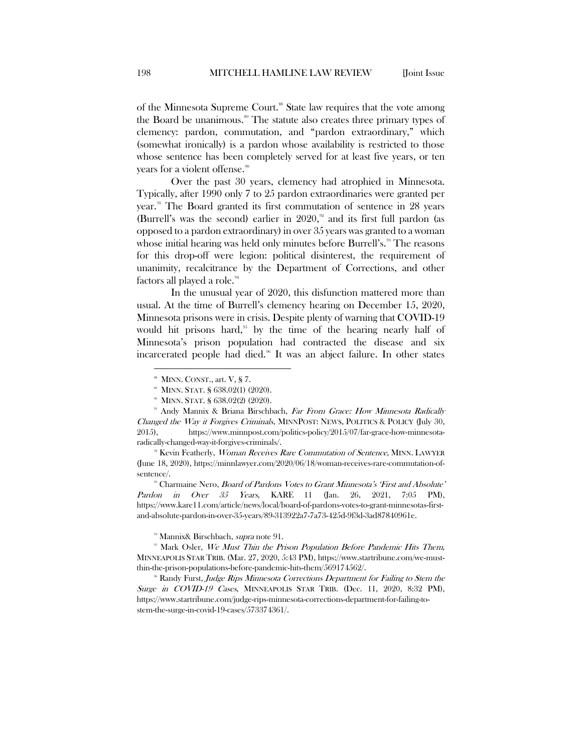of the Minnesota Supreme Court.[88] State law requires that the vote among the Board be unanimous.[89] The statute also creates three primary types of clemency: pardon, commutation, and "pardon extraordinary," which (somewhat ironically) is a pardon whose availability is restricted to those whose sentence has been completely served for at least five years, or ten years for a violent offense.[90]

Over the past 30 years, clemency had atrophied in Minnesota. Typically, after 1990 only 7 to 25 pardon extraordinaries were granted per year.[91] The Board granted its first commutation of sentence in 28 years (Burrell's was the second) earlier in 2020,[92] and its first full pardon (as opposed to a pardon extraordinary) in over 35 years was granted to a woman whose initial hearing was held only minutes before Burrell's.[93] The reasons for this drop-off were legion: political disinterest, the requirement of unanimity, recalcitrance by the Department of Corrections, and other factors all played a role.[94]

In the unusual year of 2020, this disfunction mattered more than usual. At the time of Burrell's clemency hearing on December 15, 2020, Minnesota prisons were in crisis. Despite plenty of warning that COVID-19 would hit prisons hard,[95] by the time of the hearing nearly half of Minnesota's prison population had contracted the disease and six incarcerated people had died.[96] It was an abject failure. In other states

---

[88] MINN. CONST., art. V, § 7.

[89] MINN. STAT. § 638.02(1) (2020).

[90] MINN. STAT. § 638.02(2) (2020).

[91] Andy Mannix & Briana Birschbach, *Far From Grace: How Minnesota Radically Changed the Way it Forgives Criminals*, MINNPOST: NEWS, POLITICS & POLICY (July 30, 2015), https://www.minnpost.com/politics-policy/2015/07/far-grace-how-minnesota-radically-changed-way-it-forgives-criminals/.

[92] Kevin Featherly, *Woman Receives Rare Commutation of Sentence*, MINN. LAWYER (June 18, 2020), https://minnlawyer.com/2020/06/18/woman-receives-rare-commutation-of-sentence/.

[93] Charmaine Nero, *Board of Pardons Votes to Grant Minnesota's 'First and Absolute' Pardon in Over 35 Years*, KARE 11 (Jan. 26, 2021, 7:05 PM), https://www.kare11.com/article/news/local/board-of-pardons-votes-to-grant-minnesotas-first-and-absolute-pardon-in-over-35-years/89-313922a7-7a73-425d-9f3d-3ad87840961e.

[94] Mannix& Birschbach, *supra* note 91.

[95] Mark Osler, *We Must Thin the Prison Population Before Pandemic Hits Them*, MINNEAPOLIS STAR TRIB. (Mar. 27, 2020, 5:43 PM), https://www.startribune.com/we-must-thin-the-prison-populations-before-pandemic-hits-them/569174562/.

[96] Randy Furst, *Judge Rips Minnesota Corrections Department for Failing to Stem the Surge in COVID-19 Cases*, MINNEAPOLIS STAR TRIB. (Dec. 11, 2020, 8:32 PM), https://www.startribune.com/judge-rips-minnesota-corrections-department-for-failing-to-stem-the-surge-in-covid-19-cases/573374361/.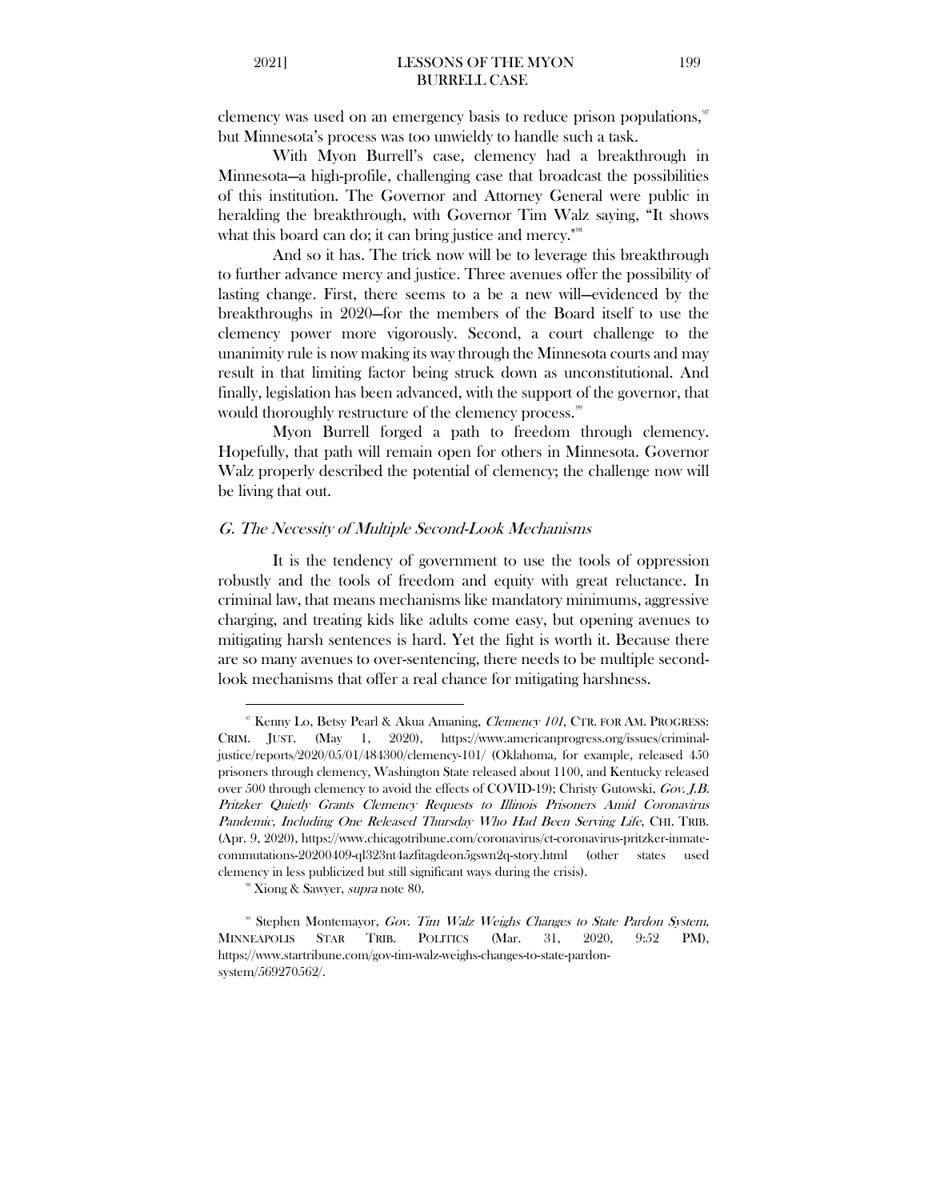clemency was used on an emergency basis to reduce prison populations,[97] but Minnesota's process was too unwieldy to handle such a task.

With Myon Burrell's case, clemency had a breakthrough in Minnesota—a high-profile, challenging case that broadcast the possibilities of this institution. The Governor and Attorney General were public in heralding the breakthrough, with Governor Tim Walz saying, "It shows what this board can do; it can bring justice and mercy."[98]

And so it has. The trick now will be to leverage this breakthrough to further advance mercy and justice. Three avenues offer the possibility of lasting change. First, there seems to a be a new will—evidenced by the breakthroughs in 2020—for the members of the Board itself to use the clemency power more vigorously. Second, a court challenge to the unanimity rule is now making its way through the Minnesota courts and may result in that limiting factor being struck down as unconstitutional. And finally, legislation has been advanced, with the support of the governor, that would thoroughly restructure of the clemency process.[99]

Myon Burrell forged a path to freedom through clemency. Hopefully, that path will remain open for others in Minnesota. Governor Walz properly described the potential of clemency; the challenge now will be living that out.

### *G. The Necessity of Multiple Second-Look Mechanisms*

It is the tendency of government to use the tools of oppression robustly and the tools of freedom and equity with great reluctance. In criminal law, that means mechanisms like mandatory minimums, aggressive charging, and treating kids like adults come easy, but opening avenues to mitigating harsh sentences is hard. Yet the fight is worth it. Because there are so many avenues to over-sentencing, there needs to be multiple second-look mechanisms that offer a real chance for mitigating harshness.

---

[97] Kenny Lo, Betsy Pearl & Akua Amaning, *Clemency 101*, CTR. FOR AM. PROGRESS: CRIM. JUST. (May 1, 2020), https://www.americanprogress.org/issues/criminal-justice/reports/2020/05/01/484300/clemency-101/ (Oklahoma, for example, released 450 prisoners through clemency, Washington State released about 1100, and Kentucky released over 500 through clemency to avoid the effects of COVID-19); Christy Gutowski, *Gov. J.B. Pritzker Quietly Grants Clemency Requests to Illinois Prisoners Amid Coronavirus Pandemic, Including One Released Thursday Who Had Been Serving Life*, CHI. TRIB. (Apr. 9, 2020), https://www.chicagotribune.com/coronavirus/ct-coronavirus-pritzker-inmate-commutations-20200409-ql323nt4azfitagdeon5gswn2q-story.html (other states used clemency in less publicized but still significant ways during the crisis).

[98] Xiong & Sawyer, *supra* note 80.

[99] Stephen Montemayor, *Gov. Tim Walz Weighs Changes to State Pardon System*, MINNEAPOLIS STAR TRIB. POLITICS (Mar. 31, 2020, 9:52 PM), https://www.startribune.com/gov-tim-walz-weighs-changes-to-state-pardon-system/569270562/.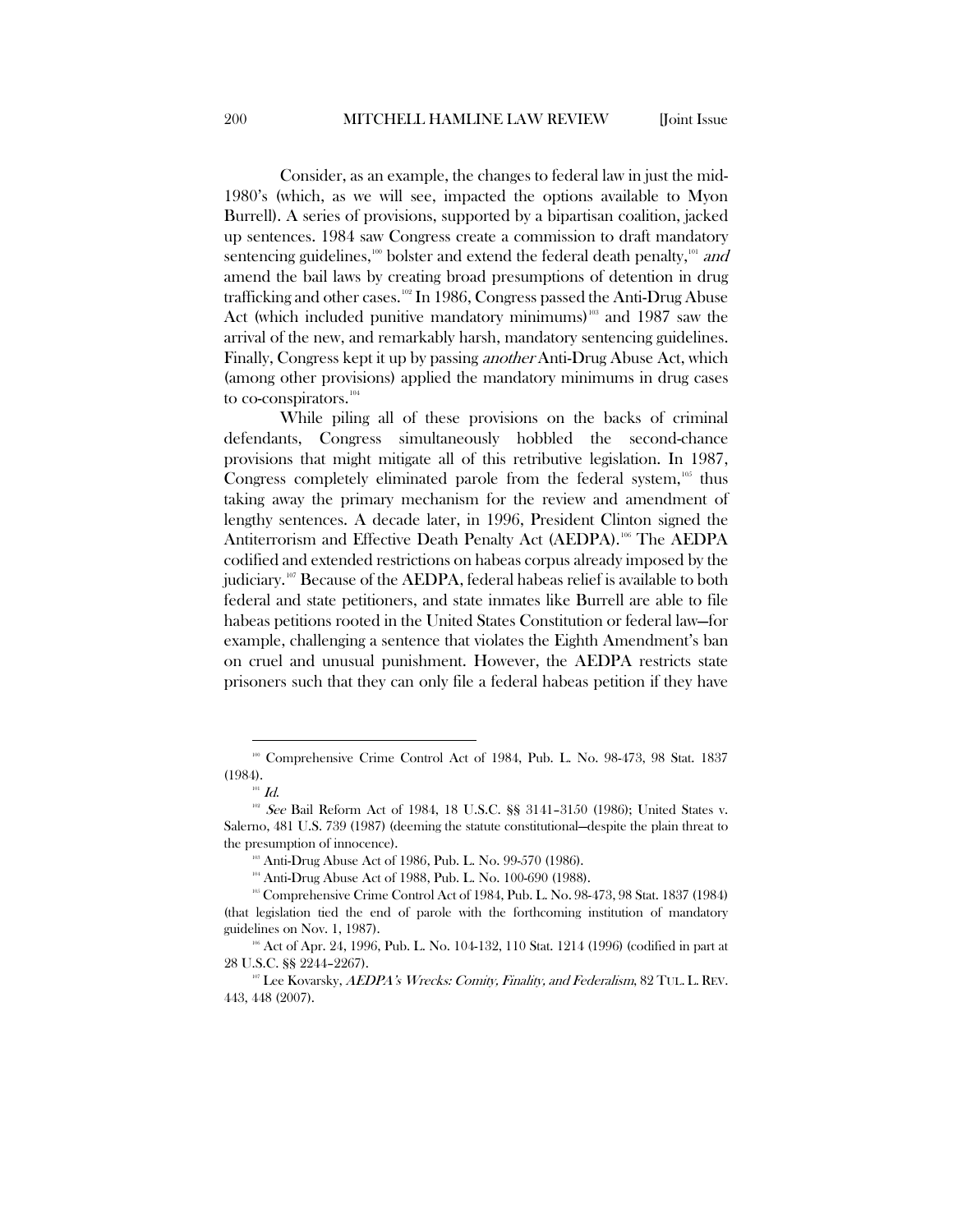Consider, as an example, the changes to federal law in just the mid-1980's (which, as we will see, impacted the options available to Myon Burrell). A series of provisions, supported by a bipartisan coalition, jacked up sentences. 1984 saw Congress create a commission to draft mandatory sentencing guidelines,[100] bolster and extend the federal death penalty,[101] *and* amend the bail laws by creating broad presumptions of detention in drug trafficking and other cases.[102] In 1986, Congress passed the Anti-Drug Abuse Act (which included punitive mandatory minimums)[103] and 1987 saw the arrival of the new, and remarkably harsh, mandatory sentencing guidelines. Finally, Congress kept it up by passing *another* Anti-Drug Abuse Act, which (among other provisions) applied the mandatory minimums in drug cases to co-conspirators.[104]

While piling all of these provisions on the backs of criminal defendants, Congress simultaneously hobbled the second-chance provisions that might mitigate all of this retributive legislation. In 1987, Congress completely eliminated parole from the federal system,[105] thus taking away the primary mechanism for the review and amendment of lengthy sentences. A decade later, in 1996, President Clinton signed the Antiterrorism and Effective Death Penalty Act (AEDPA).[106] The AEDPA codified and extended restrictions on habeas corpus already imposed by the judiciary.[107] Because of the AEDPA, federal habeas relief is available to both federal and state petitioners, and state inmates like Burrell are able to file habeas petitions rooted in the United States Constitution or federal law—for example, challenging a sentence that violates the Eighth Amendment's ban on cruel and unusual punishment. However, the AEDPA restricts state prisoners such that they can only file a federal habeas petition if they have

---

[100] Comprehensive Crime Control Act of 1984, Pub. L. No. 98-473, 98 Stat. 1837 (1984).

[101] *Id.*

[102] *See* Bail Reform Act of 1984, 18 U.S.C. §§ 3141–3150 (1986); United States v. Salerno, 481 U.S. 739 (1987) (deeming the statute constitutional—despite the plain threat to the presumption of innocence).

[103] Anti-Drug Abuse Act of 1986, Pub. L. No. 99-570 (1986).

[104] Anti-Drug Abuse Act of 1988, Pub. L. No. 100-690 (1988).

[105] Comprehensive Crime Control Act of 1984, Pub. L. No. 98-473, 98 Stat. 1837 (1984) (that legislation tied the end of parole with the forthcoming institution of mandatory guidelines on Nov. 1, 1987).

[106] Act of Apr. 24, 1996, Pub. L. No. 104-132, 110 Stat. 1214 (1996) (codified in part at 28 U.S.C. §§ 2244–2267).

[107] Lee Kovarsky, *AEDPA's Wrecks: Comity, Finality, and Federalism*, 82 TUL. L. REV. 443, 448 (2007).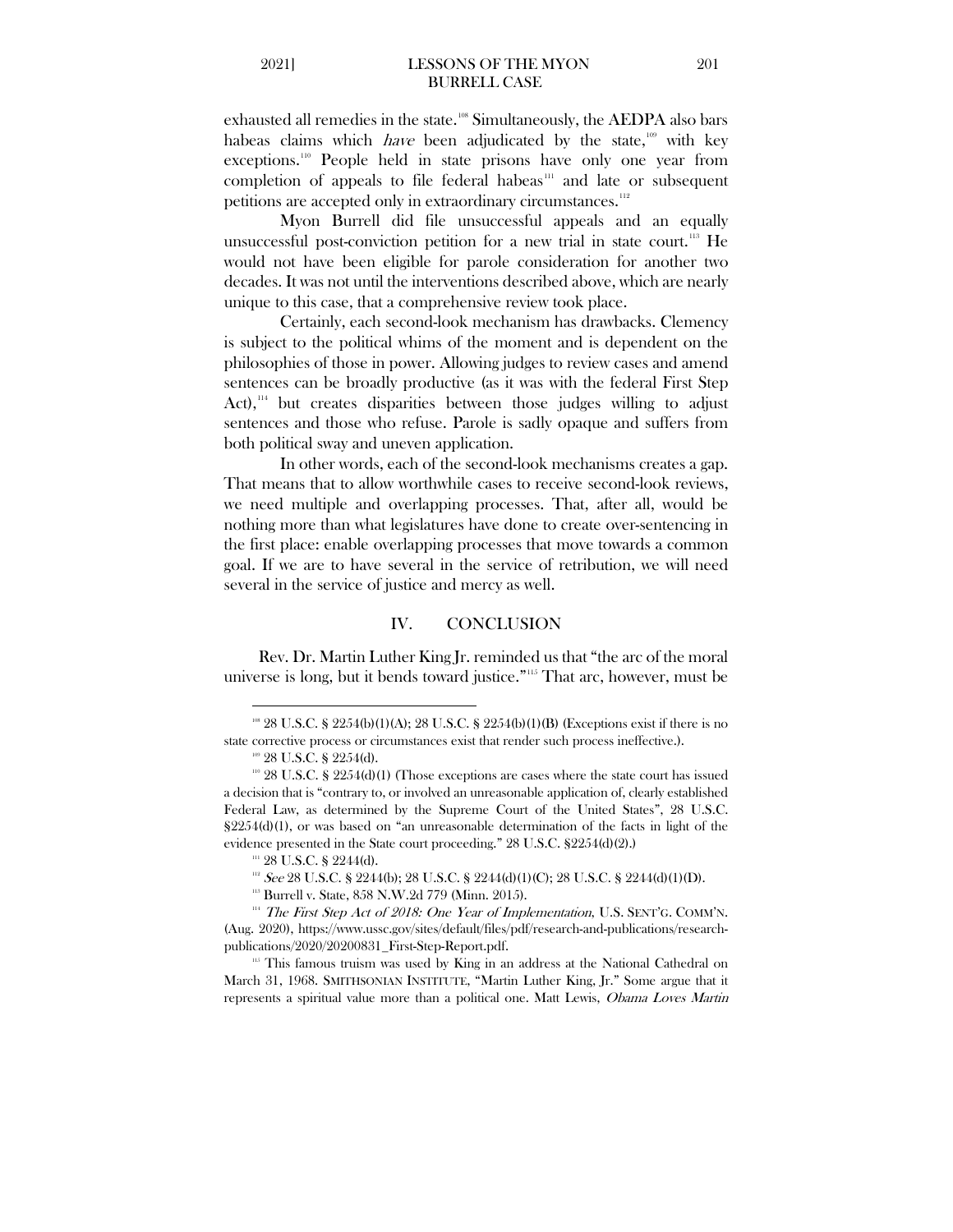exhausted all remedies in the state.[108] Simultaneously, the AEDPA also bars habeas claims which *have* been adjudicated by the state,[109] with key exceptions.[110] People held in state prisons have only one year from completion of appeals to file federal habeas[111] and late or subsequent petitions are accepted only in extraordinary circumstances.[112]

Myon Burrell did file unsuccessful appeals and an equally unsuccessful post-conviction petition for a new trial in state court.[113] He would not have been eligible for parole consideration for another two decades. It was not until the interventions described above, which are nearly unique to this case, that a comprehensive review took place.

Certainly, each second-look mechanism has drawbacks. Clemency is subject to the political whims of the moment and is dependent on the philosophies of those in power. Allowing judges to review cases and amend sentences can be broadly productive (as it was with the federal First Step Act),[114] but creates disparities between those judges willing to adjust sentences and those who refuse. Parole is sadly opaque and suffers from both political sway and uneven application.

In other words, each of the second-look mechanisms creates a gap. That means that to allow worthwhile cases to receive second-look reviews, we need multiple and overlapping processes. That, after all, would be nothing more than what legislatures have done to create over-sentencing in the first place: enable overlapping processes that move towards a common goal. If we are to have several in the service of retribution, we will need several in the service of justice and mercy as well.

## IV. CONCLUSION

Rev. Dr. Martin Luther King Jr. reminded us that "the arc of the moral universe is long, but it bends toward justice."[115] That arc, however, must be

---

[108] 28 U.S.C. § 2254(b)(1)(A); 28 U.S.C. § 2254(b)(1)(B) (Exceptions exist if there is no state corrective process or circumstances exist that render such process ineffective.).

[109] 28 U.S.C. § 2254(d).

[110] 28 U.S.C. § 2254(d)(1) (Those exceptions are cases where the state court has issued a decision that is "contrary to, or involved an unreasonable application of, clearly established Federal Law, as determined by the Supreme Court of the United States", 28 U.S.C. §2254(d)(1), or was based on "an unreasonable determination of the facts in light of the evidence presented in the State court proceeding." 28 U.S.C. §2254(d)(2).)

[111] 28 U.S.C. § 2244(d).

[112] *See* 28 U.S.C. § 2244(b); 28 U.S.C. § 2244(d)(1)(C); 28 U.S.C. § 2244(d)(1)(D).

[113] Burrell v. State, 858 N.W.2d 779 (Minn. 2015).

[114] *The First Step Act of 2018: One Year of Implementation*, U.S. SENT'G. COMM'N. (Aug. 2020), https://www.ussc.gov/sites/default/files/pdf/research-and-publications/research-publications/2020/20200831_First-Step-Report.pdf.

[115] This famous truism was used by King in an address at the National Cathedral on March 31, 1968. SMITHSONIAN INSTITUTE, "Martin Luther King, Jr." Some argue that it represents a spiritual value more than a political one. Matt Lewis, *Obama Loves Martin*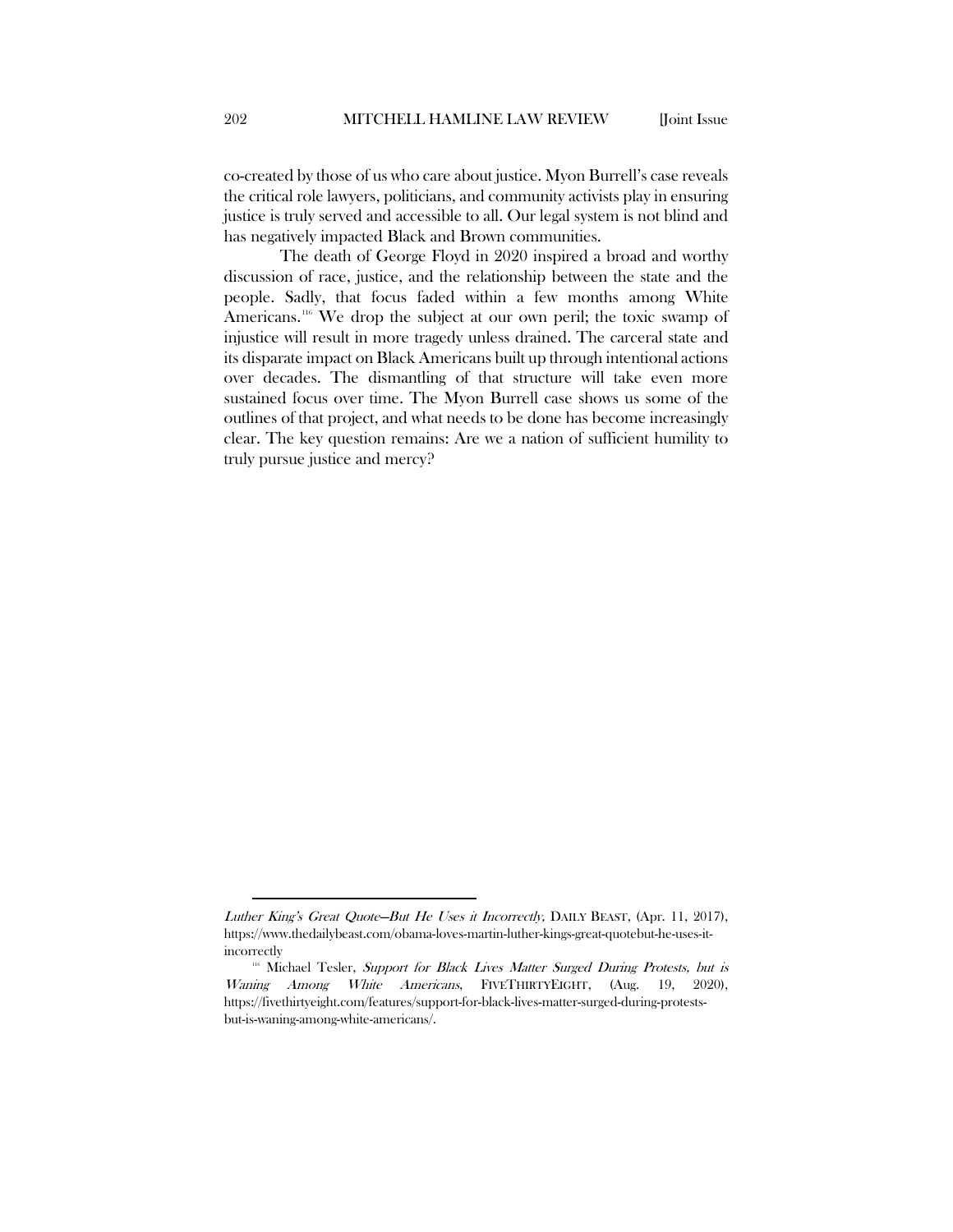co-created by those of us who care about justice. Myon Burrell's case reveals the critical role lawyers, politicians, and community activists play in ensuring justice is truly served and accessible to all. Our legal system is not blind and has negatively impacted Black and Brown communities.

The death of George Floyd in 2020 inspired a broad and worthy discussion of race, justice, and the relationship between the state and the people. Sadly, that focus faded within a few months among White Americans.[116] We drop the subject at our own peril; the toxic swamp of injustice will result in more tragedy unless drained. The carceral state and its disparate impact on Black Americans built up through intentional actions over decades. The dismantling of that structure will take even more sustained focus over time. The Myon Burrell case shows us some of the outlines of that project, and what needs to be done has become increasingly clear. The key question remains: Are we a nation of sufficient humility to truly pursue justice and mercy?

---

*Luther King's Great Quote—But He Uses it Incorrectly*, DAILY BEAST, (Apr. 11, 2017), https://www.thedailybeast.com/obama-loves-martin-luther-kings-great-quotebut-he-uses-it-incorrectly

[116] Michael Tesler, *Support for Black Lives Matter Surged During Protests, but is Waning Among White Americans*, FIVETHIRTYEIGHT, (Aug. 19, 2020), https://fivethirtyeight.com/features/support-for-black-lives-matter-surged-during-protests-but-is-waning-among-white-americans/.